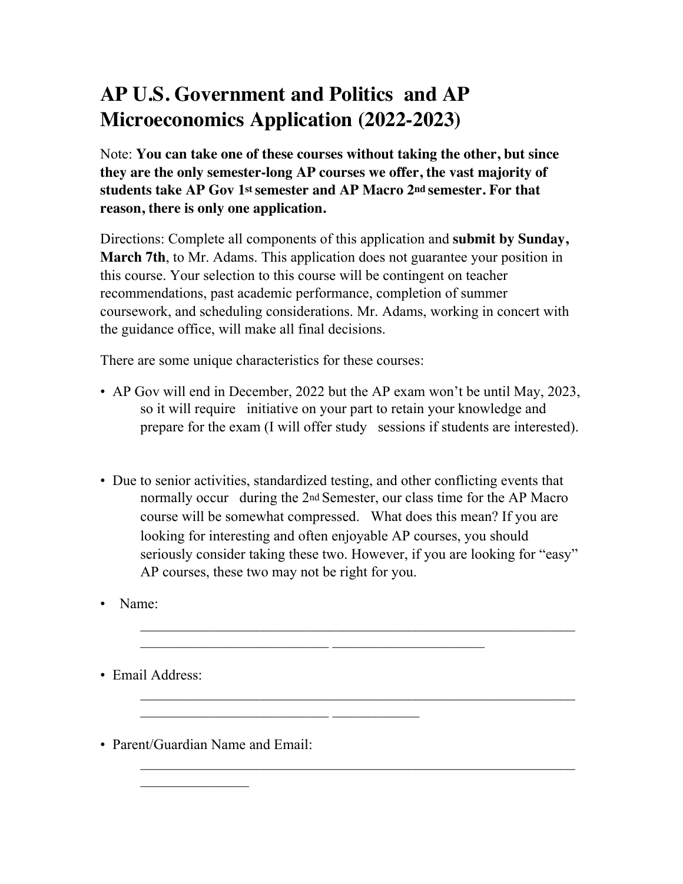# AP U.S. Government and Politics and AP Microeconomics Application (2022-2023)

Note: **You can take one of these courses without taking the other, but since they are the only semester-long AP courses we offer, the vast majority of students take AP Gov 1st semester and AP Macro 2nd semester. For that reason, there is only one application.**

Directions: Complete all components of this application and **submit by Sunday, March 7th**, to Mr. Adams. This application does not guarantee your position in this course. Your selection to this course will be contingent on teacher recommendations, past academic performance, completion of summer coursework, and scheduling considerations. Mr. Adams, working in concert with the guidance office, will make all final decisions.

There are some unique characteristics for these courses:

- AP Gov will end in December, 2022 but the AP exam won't be until May, 2023, so it will require initiative on your part to retain your knowledge and prepare for the exam (I will offer study sessions if students are interested).

- Due to senior activities, standardized testing, and other conflicting events that normally occur during the 2nd Semester, our class time for the AP Macro course will be somewhat compressed. What does this mean? If you are looking for interesting and often enjoyable AP courses, you should seriously consider taking these two. However, if you are looking for "easy" AP courses, these two may not be right for you.

- Name:
  _____________________________________________________________
  __________________________ ____________________

- Email Address:
  _____________________________________________________________
  __________________________ ____________

- Parent/Guardian Name and Email:
  _____________________________________________________________
  _______________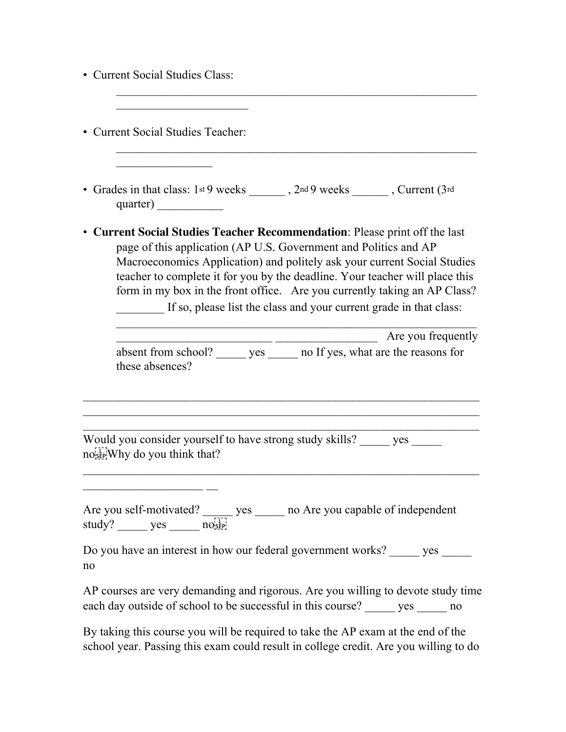- Current Social Studies Class:
  ________________________________________________________________
  _______________________

- Current Social Studies Teacher:
  ________________________________________________________________
  ________________

- Grades in that class: 1st 9 weeks ______ , 2nd 9 weeks ______ , Current (3rd quarter) ___________

- **Current Social Studies Teacher Recommendation**: Please print off the last page of this application (AP U.S. Government and Politics and AP Macroeconomics Application) and politely ask your current Social Studies teacher to complete it for you by the deadline. Your teacher will place this form in my box in the front office. Are you currently taking an AP Class? ________ If so, please list the class and your current grade in that class: ________________________________________________________________ __________________________ _________________ Are you frequently absent from school? _____ yes _____ no If yes, what are the reasons for these absences?

_____________________________________________________________________
_____________________________________________________________________
_____________________________________________________________________

Would you consider yourself to have strong study skills? _____ yes _____ no Why do you think that?

_____________________________________________________________________
____________________ __

Are you self-motivated? _____ yes _____ no Are you capable of independent study? _____ yes _____ no

Do you have an interest in how our federal government works? _____ yes _____ no

AP courses are very demanding and rigorous. Are you willing to devote study time each day outside of school to be successful in this course? _____ yes _____ no

By taking this course you will be required to take the AP exam at the end of the school year. Passing this exam could result in college credit. Are you willing to do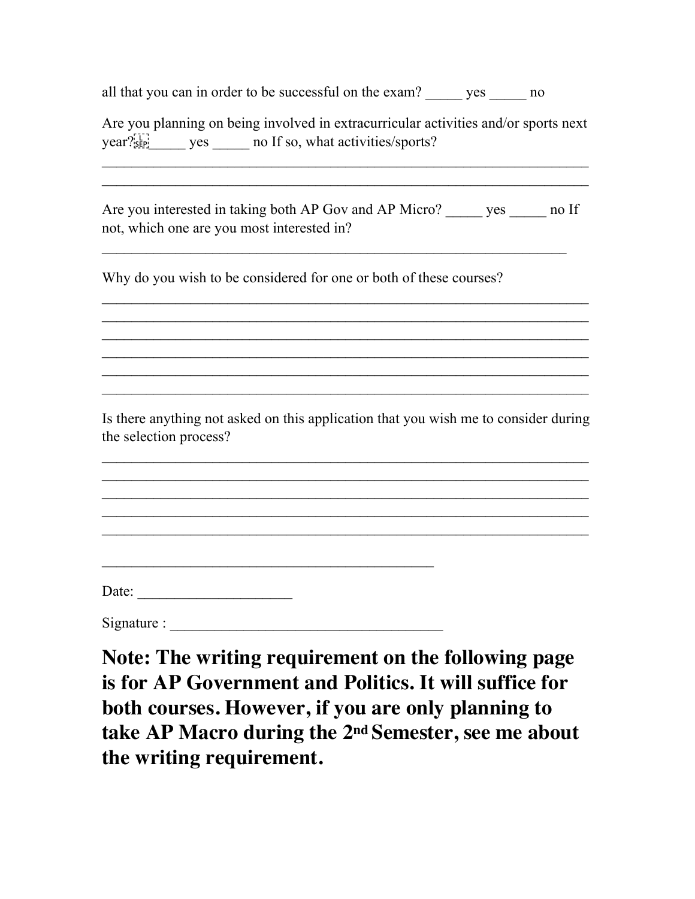all that you can in order to be successful on the exam? _____ yes _____ no

Are you planning on being involved in extracurricular activities and/or sports next year? _____ yes _____ no If so, what activities/sports?

____________________________________________________________________
____________________________________________________________________

Are you interested in taking both AP Gov and AP Micro? _____ yes _____ no If not, which one are you most interested in?

_________________________________________________________________

Why do you wish to be considered for one or both of these courses?

____________________________________________________________________
____________________________________________________________________
____________________________________________________________________
____________________________________________________________________
____________________________________________________________________
____________________________________________________________________

Is there anything not asked on this application that you wish me to consider during the selection process?

____________________________________________________________________
____________________________________________________________________
____________________________________________________________________
____________________________________________________________________
____________________________________________________________________

______________________________________________

Date: _____________________

Signature : _____________________________________

**Note: The writing requirement on the following page is for AP Government and Politics. It will suffice for both courses. However, if you are only planning to take AP Macro during the 2nd Semester, see me about the writing requirement.**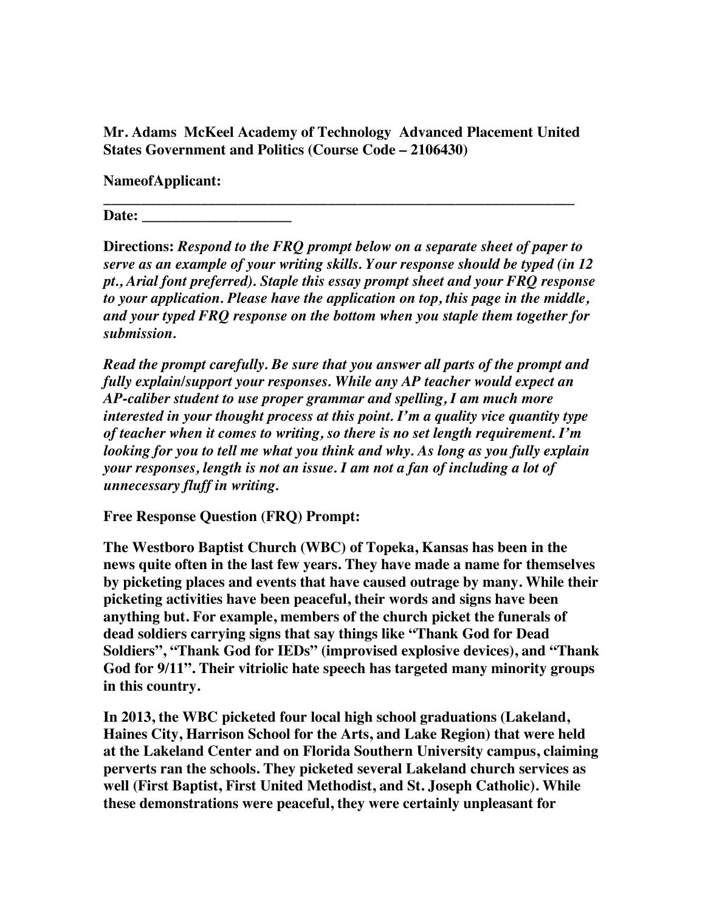**Mr. Adams McKeel Academy of Technology Advanced Placement United States Government and Politics (Course Code – 2106430)**

**NameofApplicant: \_\_\_\_\_\_\_\_\_\_\_\_\_\_\_\_\_\_\_\_\_\_\_\_\_\_\_\_\_\_\_\_\_\_\_\_\_\_\_\_\_\_\_\_\_\_\_\_\_\_\_\_\_\_\_\_\_\_\_\_\_\_\_\_**

**Date: \_\_\_\_\_\_\_\_\_\_\_\_\_\_\_\_\_\_\_\_**

**Directions:** ***Respond to the FRQ prompt below on a separate sheet of paper to serve as an example of your writing skills. Your response should be typed (in 12 pt., Arial font preferred). Staple this essay prompt sheet and your FRQ response to your application. Please have the application on top, this page in the middle, and your typed FRQ response on the bottom when you staple them together for submission.***

***Read the prompt carefully. Be sure that you answer all parts of the prompt and fully explain/support your responses. While any AP teacher would expect an AP-caliber student to use proper grammar and spelling, I am much more interested in your thought process at this point. I'm a quality vice quantity type of teacher when it comes to writing, so there is no set length requirement. I'm looking for you to tell me what you think and why. As long as you fully explain your responses, length is not an issue. I am not a fan of including a lot of unnecessary fluff in writing.***

**Free Response Question (FRQ) Prompt:**

**The Westboro Baptist Church (WBC) of Topeka, Kansas has been in the news quite often in the last few years. They have made a name for themselves by picketing places and events that have caused outrage by many. While their picketing activities have been peaceful, their words and signs have been anything but. For example, members of the church picket the funerals of dead soldiers carrying signs that say things like "Thank God for Dead Soldiers", "Thank God for IEDs" (improvised explosive devices), and "Thank God for 9/11". Their vitriolic hate speech has targeted many minority groups in this country.**

**In 2013, the WBC picketed four local high school graduations (Lakeland, Haines City, Harrison School for the Arts, and Lake Region) that were held at the Lakeland Center and on Florida Southern University campus, claiming perverts ran the schools. They picketed several Lakeland church services as well (First Baptist, First United Methodist, and St. Joseph Catholic). While these demonstrations were peaceful, they were certainly unpleasant for**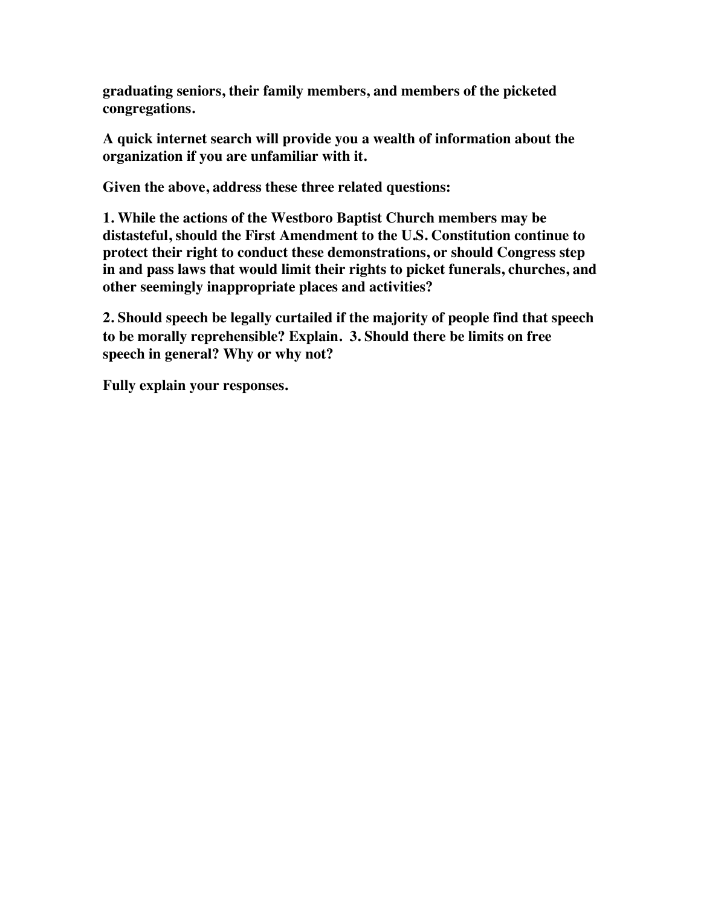**graduating seniors, their family members, and members of the picketed congregations.**

**A quick internet search will provide you a wealth of information about the organization if you are unfamiliar with it.**

**Given the above, address these three related questions:**

**1. While the actions of the Westboro Baptist Church members may be distasteful, should the First Amendment to the U.S. Constitution continue to protect their right to conduct these demonstrations, or should Congress step in and pass laws that would limit their rights to picket funerals, churches, and other seemingly inappropriate places and activities?**

**2. Should speech be legally curtailed if the majority of people find that speech to be morally reprehensible? Explain. 3. Should there be limits on free speech in general? Why or why not?**

**Fully explain your responses.**